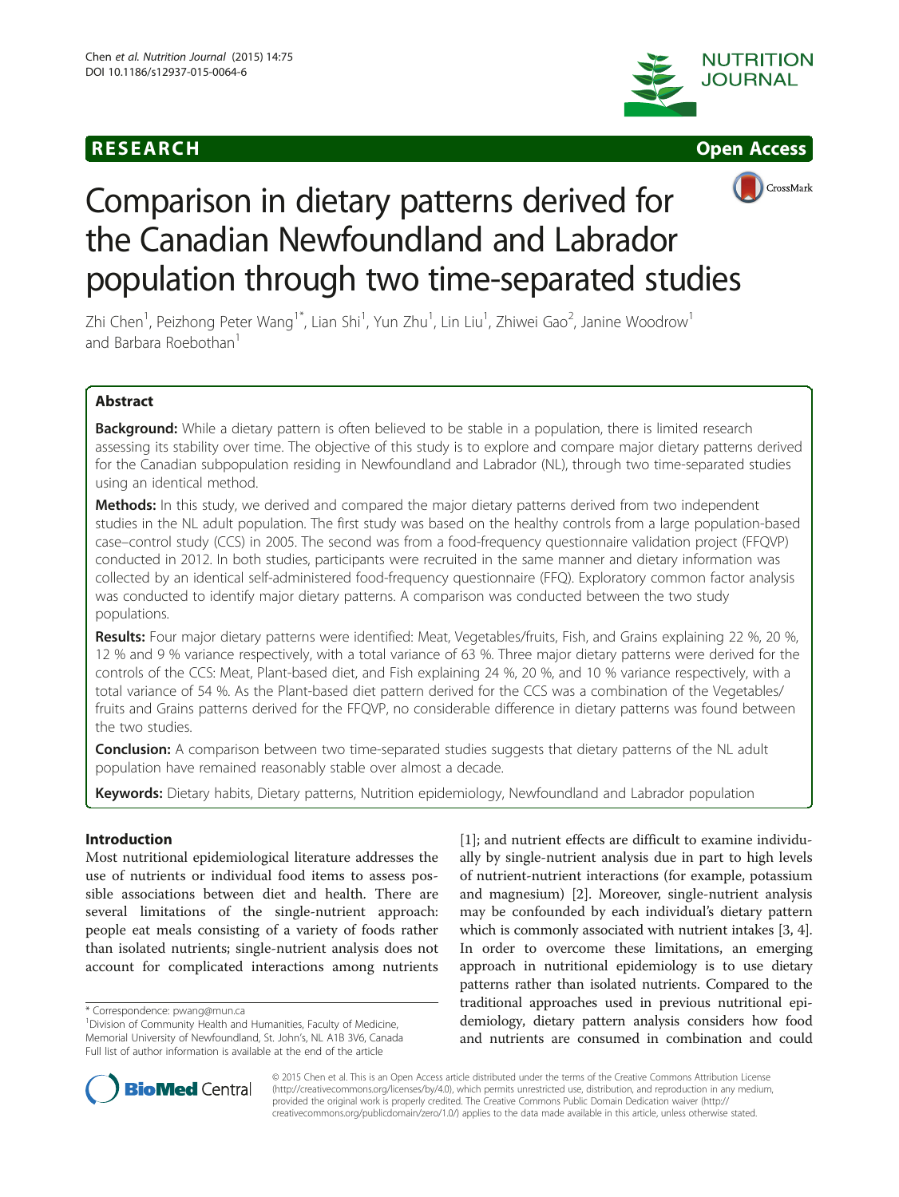RESEARCH **Open Access**

# Comparison in dietary patterns derived for the Canadian Newfoundland and Labrador population through two time-separated studies

Zhi Chen[1], Peizhong Peter Wang[1*], Lian Shi[1], Yun Zhu[1], Lin Liu[1], Zhiwei Gao[2], Janine Woodrow[1] and Barbara Roebothan[1]

## Abstract

**Background:** While a dietary pattern is often believed to be stable in a population, there is limited research assessing its stability over time. The objective of this study is to explore and compare major dietary patterns derived for the Canadian subpopulation residing in Newfoundland and Labrador (NL), through two time-separated studies using an identical method.

**Methods:** In this study, we derived and compared the major dietary patterns derived from two independent studies in the NL adult population. The first study was based on the healthy controls from a large population-based case–control study (CCS) in 2005. The second was from a food-frequency questionnaire validation project (FFQVP) conducted in 2012. In both studies, participants were recruited in the same manner and dietary information was collected by an identical self-administered food-frequency questionnaire (FFQ). Exploratory common factor analysis was conducted to identify major dietary patterns. A comparison was conducted between the two study populations.

**Results:** Four major dietary patterns were identified: Meat, Vegetables/fruits, Fish, and Grains explaining 22 %, 20 %, 12 % and 9 % variance respectively, with a total variance of 63 %. Three major dietary patterns were derived for the controls of the CCS: Meat, Plant-based diet, and Fish explaining 24 %, 20 %, and 10 % variance respectively, with a total variance of 54 %. As the Plant-based diet pattern derived for the CCS was a combination of the Vegetables/fruits and Grains patterns derived for the FFQVP, no considerable difference in dietary patterns was found between the two studies.

**Conclusion:** A comparison between two time-separated studies suggests that dietary patterns of the NL adult population have remained reasonably stable over almost a decade.

**Keywords:** Dietary habits, Dietary patterns, Nutrition epidemiology, Newfoundland and Labrador population

## Introduction

Most nutritional epidemiological literature addresses the use of nutrients or individual food items to assess possible associations between diet and health. There are several limitations of the single-nutrient approach: people eat meals consisting of a variety of foods rather than isolated nutrients; single-nutrient analysis does not account for complicated interactions among nutrients [1]; and nutrient effects are difficult to examine individually by single-nutrient analysis due in part to high levels of nutrient-nutrient interactions (for example, potassium and magnesium) [2]. Moreover, single-nutrient analysis may be confounded by each individual's dietary pattern which is commonly associated with nutrient intakes [3, 4]. In order to overcome these limitations, an emerging approach in nutritional epidemiology is to use dietary patterns rather than isolated nutrients. Compared to the traditional approaches used in previous nutritional epidemiology, dietary pattern analysis considers how food and nutrients are consumed in combination and could

\* Correspondence: pwang@mun.ca
[1]Division of Community Health and Humanities, Faculty of Medicine, Memorial University of Newfoundland, St. John's, NL A1B 3V6, Canada
Full list of author information is available at the end of the article

© 2015 Chen et al. This is an Open Access article distributed under the terms of the Creative Commons Attribution License (http://creativecommons.org/licenses/by/4.0), which permits unrestricted use, distribution, and reproduction in any medium, provided the original work is properly credited. The Creative Commons Public Domain Dedication waiver (http://creativecommons.org/publicdomain/zero/1.0/) applies to the data made available in this article, unless otherwise stated.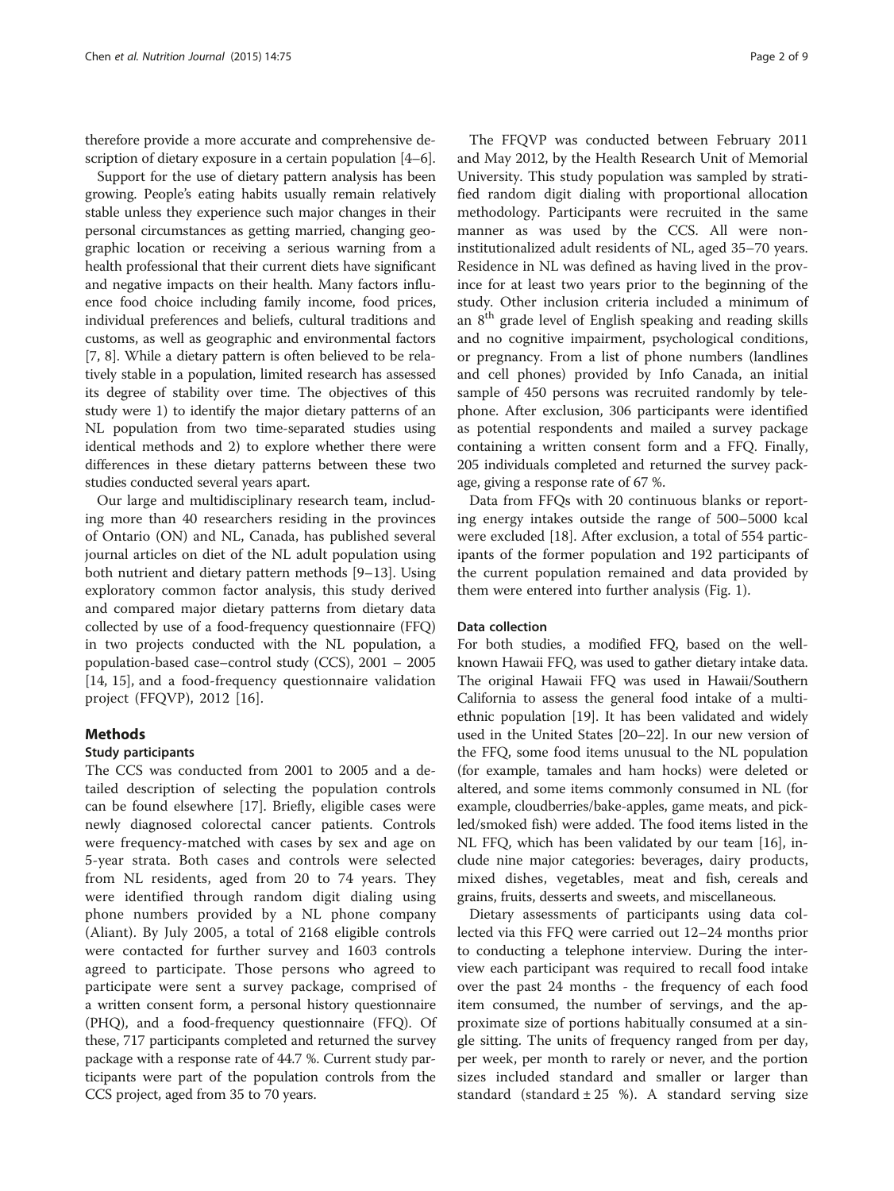therefore provide a more accurate and comprehensive description of dietary exposure in a certain population [4–6].

Support for the use of dietary pattern analysis has been growing. People's eating habits usually remain relatively stable unless they experience such major changes in their personal circumstances as getting married, changing geographic location or receiving a serious warning from a health professional that their current diets have significant and negative impacts on their health. Many factors influence food choice including family income, food prices, individual preferences and beliefs, cultural traditions and customs, as well as geographic and environmental factors [7, 8]. While a dietary pattern is often believed to be relatively stable in a population, limited research has assessed its degree of stability over time. The objectives of this study were 1) to identify the major dietary patterns of an NL population from two time-separated studies using identical methods and 2) to explore whether there were differences in these dietary patterns between these two studies conducted several years apart.

Our large and multidisciplinary research team, including more than 40 researchers residing in the provinces of Ontario (ON) and NL, Canada, has published several journal articles on diet of the NL adult population using both nutrient and dietary pattern methods [9–13]. Using exploratory common factor analysis, this study derived and compared major dietary patterns from dietary data collected by use of a food-frequency questionnaire (FFQ) in two projects conducted with the NL population, a population-based case–control study (CCS), 2001 – 2005 [14, 15], and a food-frequency questionnaire validation project (FFQVP), 2012 [16].

## Methods

### Study participants

The CCS was conducted from 2001 to 2005 and a detailed description of selecting the population controls can be found elsewhere [17]. Briefly, eligible cases were newly diagnosed colorectal cancer patients. Controls were frequency-matched with cases by sex and age on 5-year strata. Both cases and controls were selected from NL residents, aged from 20 to 74 years. They were identified through random digit dialing using phone numbers provided by a NL phone company (Aliant). By July 2005, a total of 2168 eligible controls were contacted for further survey and 1603 controls agreed to participate. Those persons who agreed to participate were sent a survey package, comprised of a written consent form, a personal history questionnaire (PHQ), and a food-frequency questionnaire (FFQ). Of these, 717 participants completed and returned the survey package with a response rate of 44.7 %. Current study participants were part of the population controls from the CCS project, aged from 35 to 70 years.

The FFQVP was conducted between February 2011 and May 2012, by the Health Research Unit of Memorial University. This study population was sampled by stratified random digit dialing with proportional allocation methodology. Participants were recruited in the same manner as was used by the CCS. All were non-institutionalized adult residents of NL, aged 35–70 years. Residence in NL was defined as having lived in the province for at least two years prior to the beginning of the study. Other inclusion criteria included a minimum of an 8th grade level of English speaking and reading skills and no cognitive impairment, psychological conditions, or pregnancy. From a list of phone numbers (landlines and cell phones) provided by Info Canada, an initial sample of 450 persons was recruited randomly by telephone. After exclusion, 306 participants were identified as potential respondents and mailed a survey package containing a written consent form and a FFQ. Finally, 205 individuals completed and returned the survey package, giving a response rate of 67 %.

Data from FFQs with 20 continuous blanks or reporting energy intakes outside the range of 500–5000 kcal were excluded [18]. After exclusion, a total of 554 participants of the former population and 192 participants of the current population remained and data provided by them were entered into further analysis (Fig. 1).

### Data collection

For both studies, a modified FFQ, based on the well-known Hawaii FFQ, was used to gather dietary intake data. The original Hawaii FFQ was used in Hawaii/Southern California to assess the general food intake of a multi-ethnic population [19]. It has been validated and widely used in the United States [20–22]. In our new version of the FFQ, some food items unusual to the NL population (for example, tamales and ham hocks) were deleted or altered, and some items commonly consumed in NL (for example, cloudberries/bake-apples, game meats, and pickled/smoked fish) were added. The food items listed in the NL FFQ, which has been validated by our team [16], include nine major categories: beverages, dairy products, mixed dishes, vegetables, meat and fish, cereals and grains, fruits, desserts and sweets, and miscellaneous.

Dietary assessments of participants using data collected via this FFQ were carried out 12–24 months prior to conducting a telephone interview. During the interview each participant was required to recall food intake over the past 24 months - the frequency of each food item consumed, the number of servings, and the approximate size of portions habitually consumed at a single sitting. The units of frequency ranged from per day, per week, per month to rarely or never, and the portion sizes included standard and smaller or larger than standard (standard ± 25 %). A standard serving size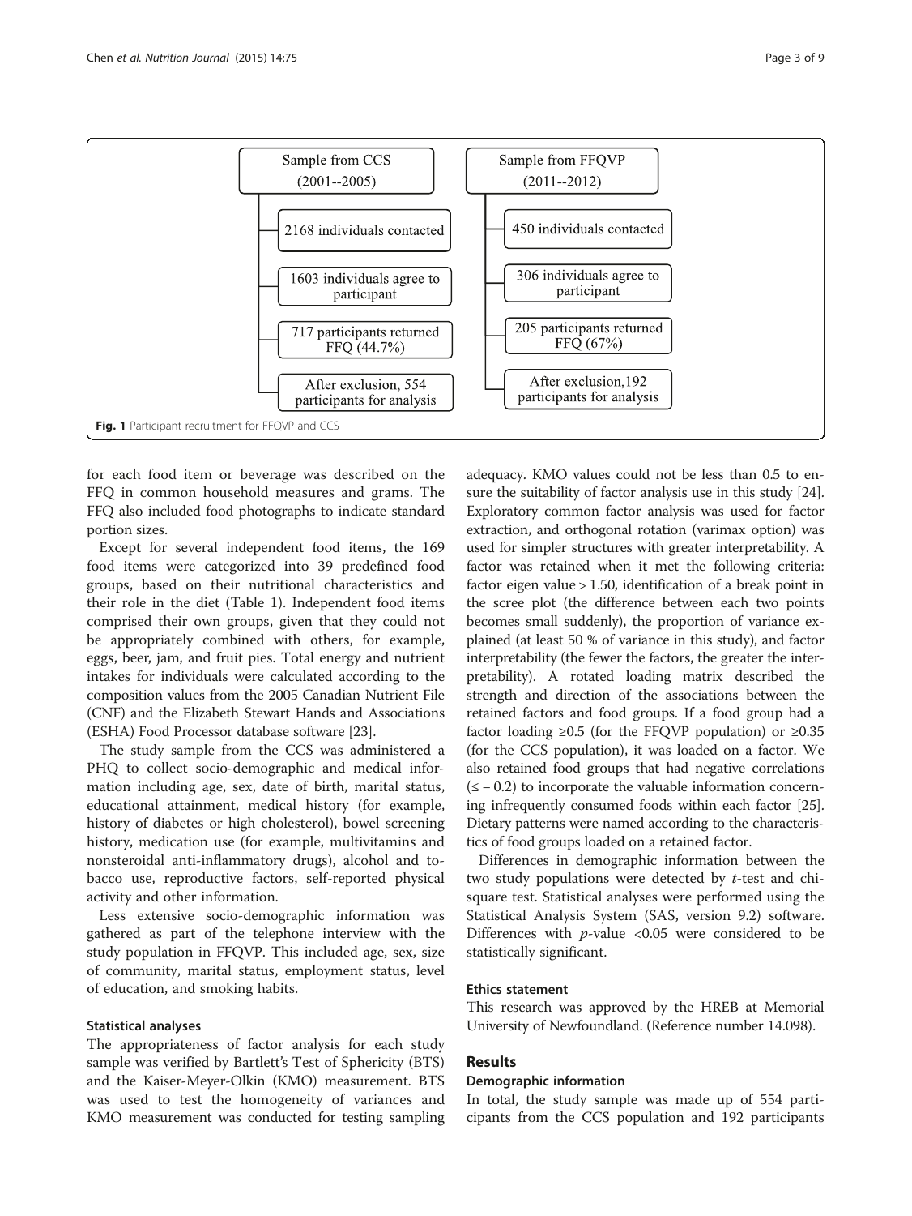Sample from CCS (2001--2005)

- 2168 individuals contacted
- 1603 individuals agree to participant
- 717 participants returned FFQ (44.7%)
- After exclusion, 554 participants for analysis

Sample from FFQVP (2011--2012)

- 450 individuals contacted
- 306 individuals agree to participant
- 205 participants returned FFQ (67%)
- After exclusion,192 participants for analysis

**Fig. 1** Participant recruitment for FFQVP and CCS

for each food item or beverage was described on the FFQ in common household measures and grams. The FFQ also included food photographs to indicate standard portion sizes.

Except for several independent food items, the 169 food items were categorized into 39 predefined food groups, based on their nutritional characteristics and their role in the diet (Table 1). Independent food items comprised their own groups, given that they could not be appropriately combined with others, for example, eggs, beer, jam, and fruit pies. Total energy and nutrient intakes for individuals were calculated according to the composition values from the 2005 Canadian Nutrient File (CNF) and the Elizabeth Stewart Hands and Associations (ESHA) Food Processor database software [23].

The study sample from the CCS was administered a PHQ to collect socio-demographic and medical information including age, sex, date of birth, marital status, educational attainment, medical history (for example, history of diabetes or high cholesterol), bowel screening history, medication use (for example, multivitamins and nonsteroidal anti-inflammatory drugs), alcohol and tobacco use, reproductive factors, self-reported physical activity and other information.

Less extensive socio-demographic information was gathered as part of the telephone interview with the study population in FFQVP. This included age, sex, size of community, marital status, employment status, level of education, and smoking habits.

### Statistical analyses

The appropriateness of factor analysis for each study sample was verified by Bartlett's Test of Sphericity (BTS) and the Kaiser-Meyer-Olkin (KMO) measurement. BTS was used to test the homogeneity of variances and KMO measurement was conducted for testing sampling adequacy. KMO values could not be less than 0.5 to ensure the suitability of factor analysis use in this study [24]. Exploratory common factor analysis was used for factor extraction, and orthogonal rotation (varimax option) was used for simpler structures with greater interpretability. A factor was retained when it met the following criteria: factor eigen value > 1.50, identification of a break point in the scree plot (the difference between each two points becomes small suddenly), the proportion of variance explained (at least 50 % of variance in this study), and factor interpretability (the fewer the factors, the greater the interpretability). A rotated loading matrix described the strength and direction of the associations between the retained factors and food groups. If a food group had a factor loading ≥0.5 (for the FFQVP population) or ≥0.35 (for the CCS population), it was loaded on a factor. We also retained food groups that had negative correlations (≤ − 0.2) to incorporate the valuable information concerning infrequently consumed foods within each factor [25]. Dietary patterns were named according to the characteristics of food groups loaded on a retained factor.

Differences in demographic information between the two study populations were detected by *t*-test and chi-square test. Statistical analyses were performed using the Statistical Analysis System (SAS, version 9.2) software. Differences with $p$-value <0.05 were considered to be statistically significant.

### Ethics statement

This research was approved by the HREB at Memorial University of Newfoundland. (Reference number 14.098).

## Results

### Demographic information

In total, the study sample was made up of 554 participants from the CCS population and 192 participants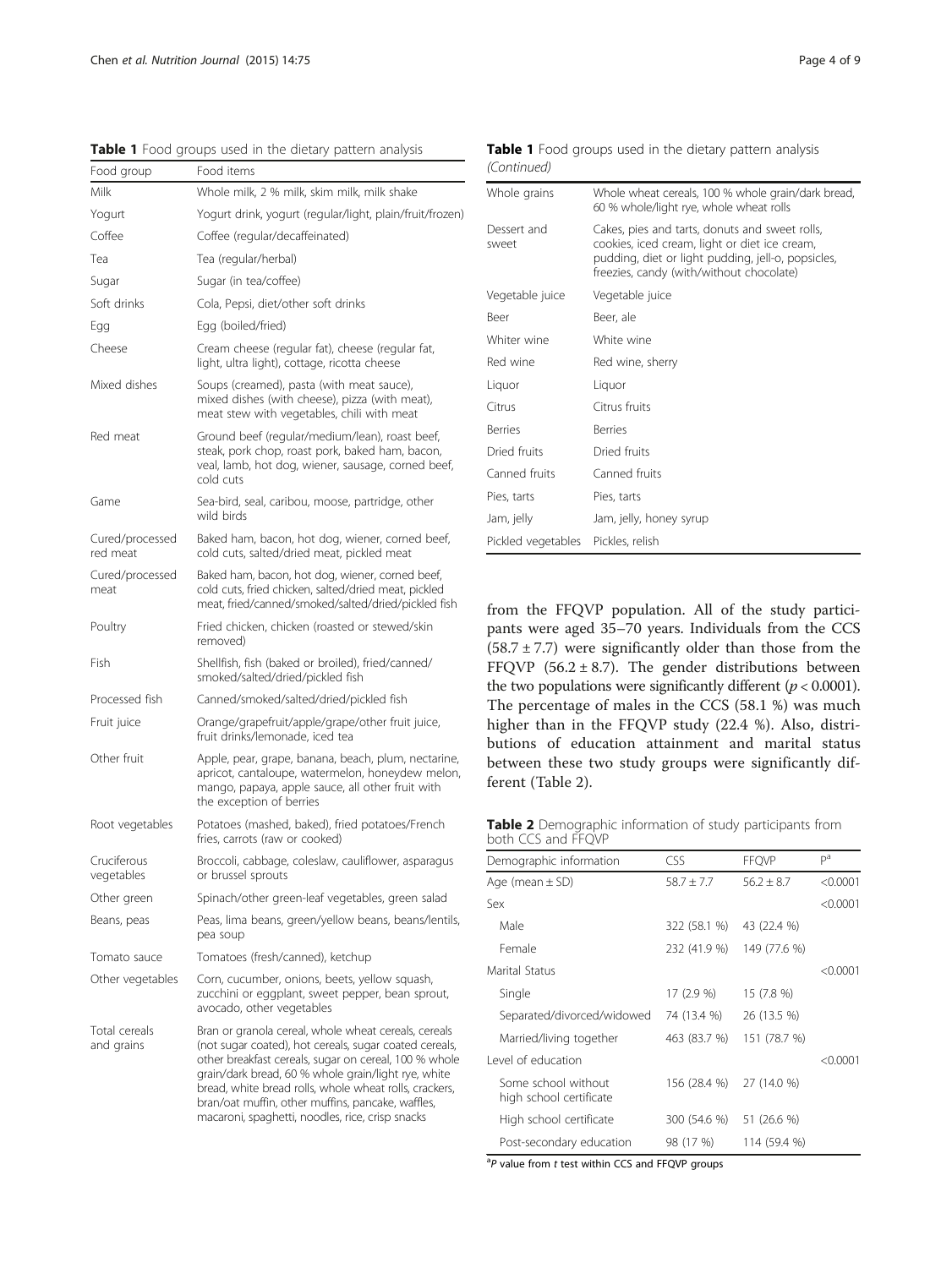**Table 1** Food groups used in the dietary pattern analysis

| Food group | Food items |
| --- | --- |
| Milk | Whole milk, 2 % milk, skim milk, milk shake |
| Yogurt | Yogurt drink, yogurt (regular/light, plain/fruit/frozen) |
| Coffee | Coffee (regular/decaffeinated) |
| Tea | Tea (regular/herbal) |
| Sugar | Sugar (in tea/coffee) |
| Soft drinks | Cola, Pepsi, diet/other soft drinks |
| Egg | Egg (boiled/fried) |
| Cheese | Cream cheese (regular fat), cheese (regular fat, light, ultra light), cottage, ricotta cheese |
| Mixed dishes | Soups (creamed), pasta (with meat sauce), mixed dishes (with cheese), pizza (with meat), meat stew with vegetables, chili with meat |
| Red meat | Ground beef (regular/medium/lean), roast beef, steak, pork chop, roast pork, baked ham, bacon, veal, lamb, hot dog, wiener, sausage, corned beef, cold cuts |
| Game | Sea-bird, seal, caribou, moose, partridge, other wild birds |
| Cured/processed red meat | Baked ham, bacon, hot dog, wiener, corned beef, cold cuts, salted/dried meat, pickled meat |
| Cured/processed meat | Baked ham, bacon, hot dog, wiener, corned beef, cold cuts, fried chicken, salted/dried meat, pickled meat, fried/canned/smoked/salted/dried/pickled fish |
| Poultry | Fried chicken, chicken (roasted or stewed/skin removed) |
| Fish | Shellfish, fish (baked or broiled), fried/canned/smoked/salted/dried/pickled fish |
| Processed fish | Canned/smoked/salted/dried/pickled fish |
| Fruit juice | Orange/grapefruit/apple/grape/other fruit juice, fruit drinks/lemonade, iced tea |
| Other fruit | Apple, pear, grape, banana, beach, plum, nectarine, apricot, cantaloupe, watermelon, honeydew melon, mango, papaya, apple sauce, all other fruit with the exception of berries |
| Root vegetables | Potatoes (mashed, baked), fried potatoes/French fries, carrots (raw or cooked) |
| Cruciferous vegetables | Broccoli, cabbage, coleslaw, cauliflower, asparagus or brussel sprouts |
| Other green | Spinach/other green-leaf vegetables, green salad |
| Beans, peas | Peas, lima beans, green/yellow beans, beans/lentils, pea soup |
| Tomato sauce | Tomatoes (fresh/canned), ketchup |
| Other vegetables | Corn, cucumber, onions, beets, yellow squash, zucchini or eggplant, sweet pepper, bean sprout, avocado, other vegetables |
| Total cereals and grains | Bran or granola cereal, whole wheat cereals, cereals (not sugar coated), hot cereals, sugar coated cereals, other breakfast cereals, sugar on cereal, 100 % whole grain/dark bread, 60 % whole grain/light rye, white bread, white bread rolls, whole wheat rolls, crackers, bran/oat muffin, other muffins, pancake, waffles, macaroni, spaghetti, noodles, rice, crisp snacks |
| Whole grains | Whole wheat cereals, 100 % whole grain/dark bread, 60 % whole/light rye, whole wheat rolls |
| Dessert and sweet | Cakes, pies and tarts, donuts and sweet rolls, cookies, iced cream, light or diet ice cream, pudding, diet or light pudding, jell-o, popsicles, freezies, candy (with/without chocolate) |
| Vegetable juice | Vegetable juice |
| Beer | Beer, ale |
| Whiter wine | White wine |
| Red wine | Red wine, sherry |
| Liquor | Liquor |
| Citrus | Citrus fruits |
| Berries | Berries |
| Dried fruits | Dried fruits |
| Canned fruits | Canned fruits |
| Pies, tarts | Pies, tarts |
| Jam, jelly | Jam, jelly, honey syrup |
| Pickled vegetables | Pickles, relish |

from the FFQVP population. All of the study participants were aged 35–70 years. Individuals from the CCS (58.7 ± 7.7) were significantly older than those from the FFQVP (56.2 ± 8.7). The gender distributions between the two populations were significantly different ($p < 0.0001$). The percentage of males in the CCS (58.1 %) was much higher than in the FFQVP study (22.4 %). Also, distributions of education attainment and marital status between these two study groups were significantly different (Table 2).

**Table 2** Demographic information of study participants from both CCS and FFQVP

| Demographic information | CSS | FFQVP | P[a] |
| --- | --- | --- | --- |
| Age (mean ± SD) | 58.7 ± 7.7 | 56.2 ± 8.7 | <0.0001 |
| Sex | | | <0.0001 |
| Male | 322 (58.1 %) | 43 (22.4 %) | |
| Female | 232 (41.9 %) | 149 (77.6 %) | |
| Marital Status | | | <0.0001 |
| Single | 17 (2.9 %) | 15 (7.8 %) | |
| Separated/divorced/widowed | 74 (13.4 %) | 26 (13.5 %) | |
| Married/living together | 463 (83.7 %) | 151 (78.7 %) | |
| Level of education | | | <0.0001 |
| Some school without high school certificate | 156 (28.4 %) | 27 (14.0 %) | |
| High school certificate | 300 (54.6 %) | 51 (26.6 %) | |
| Post-secondary education | 98 (17 %) | 114 (59.4 %) | |

[a] *P* value from *t* test within CCS and FFQVP groups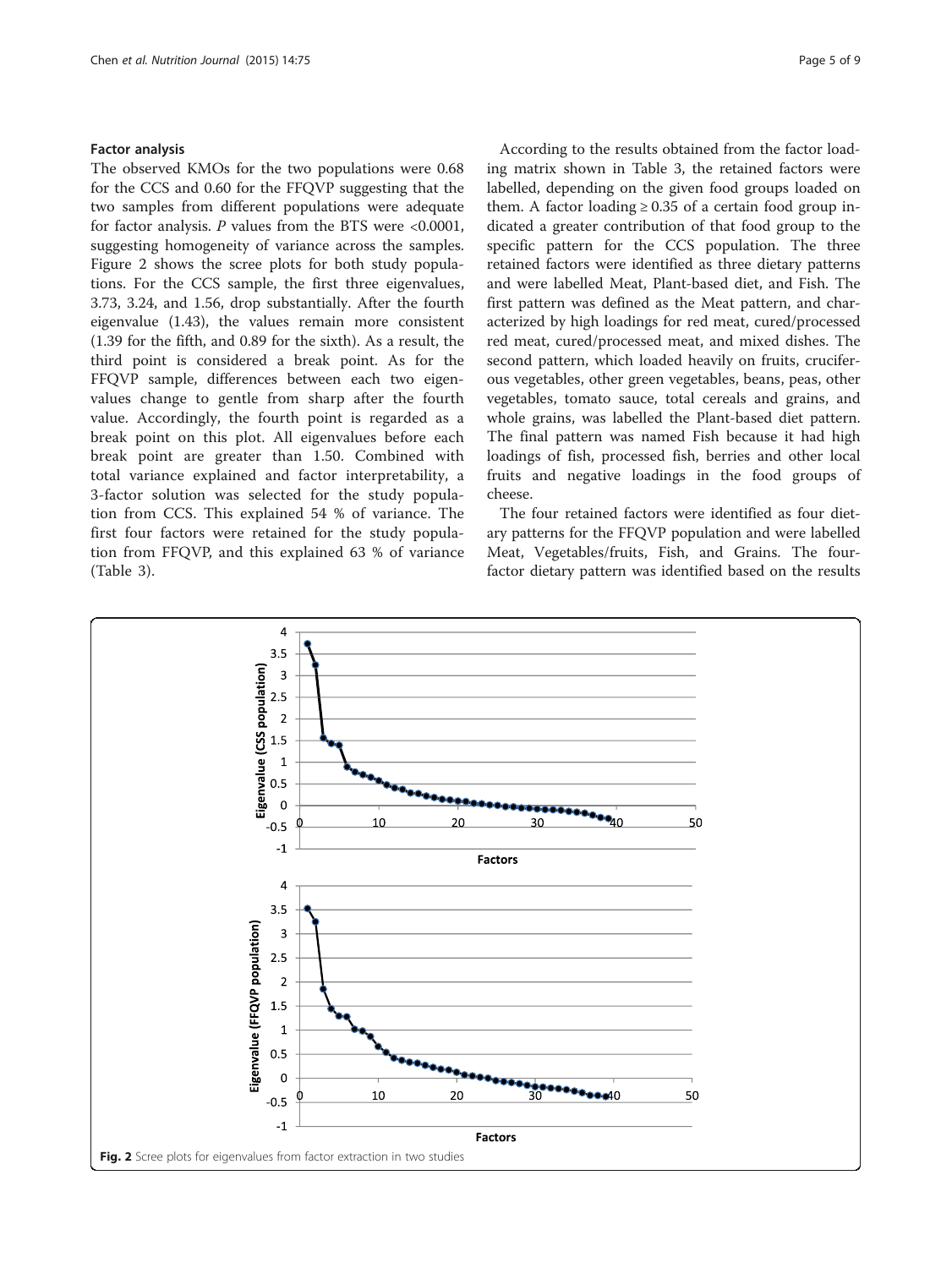### Factor analysis

The observed KMOs for the two populations were 0.68 for the CCS and 0.60 for the FFQVP suggesting that the two samples from different populations were adequate for factor analysis. *P* values from the BTS were <0.0001, suggesting homogeneity of variance across the samples. Figure 2 shows the scree plots for both study populations. For the CCS sample, the first three eigenvalues, 3.73, 3.24, and 1.56, drop substantially. After the fourth eigenvalue (1.43), the values remain more consistent (1.39 for the fifth, and 0.89 for the sixth). As a result, the third point is considered a break point. As for the FFQVP sample, differences between each two eigenvalues change to gentle from sharp after the fourth value. Accordingly, the fourth point is regarded as a break point on this plot. All eigenvalues before each break point are greater than 1.50. Combined with total variance explained and factor interpretability, a 3-factor solution was selected for the study population from CCS. This explained 54 % of variance. The first four factors were retained for the study population from FFQVP, and this explained 63 % of variance (Table 3).

According to the results obtained from the factor loading matrix shown in Table 3, the retained factors were labelled, depending on the given food groups loaded on them. A factor loading ≥ 0.35 of a certain food group indicated a greater contribution of that food group to the specific pattern for the CCS population. The three retained factors were identified as three dietary patterns and were labelled Meat, Plant-based diet, and Fish. The first pattern was defined as the Meat pattern, and characterized by high loadings for red meat, cured/processed red meat, cured/processed meat, and mixed dishes. The second pattern, which loaded heavily on fruits, cruciferous vegetables, other green vegetables, beans, peas, other vegetables, tomato sauce, total cereals and grains, and whole grains, was labelled the Plant-based diet pattern. The final pattern was named Fish because it had high loadings of fish, processed fish, berries and other local fruits and negative loadings in the food groups of cheese.

The four retained factors were identified as four dietary patterns for the FFQVP population and were labelled Meat, Vegetables/fruits, Fish, and Grains. The four-factor dietary pattern was identified based on the results

**Fig. 2** Scree plots for eigenvalues from factor extraction in two studies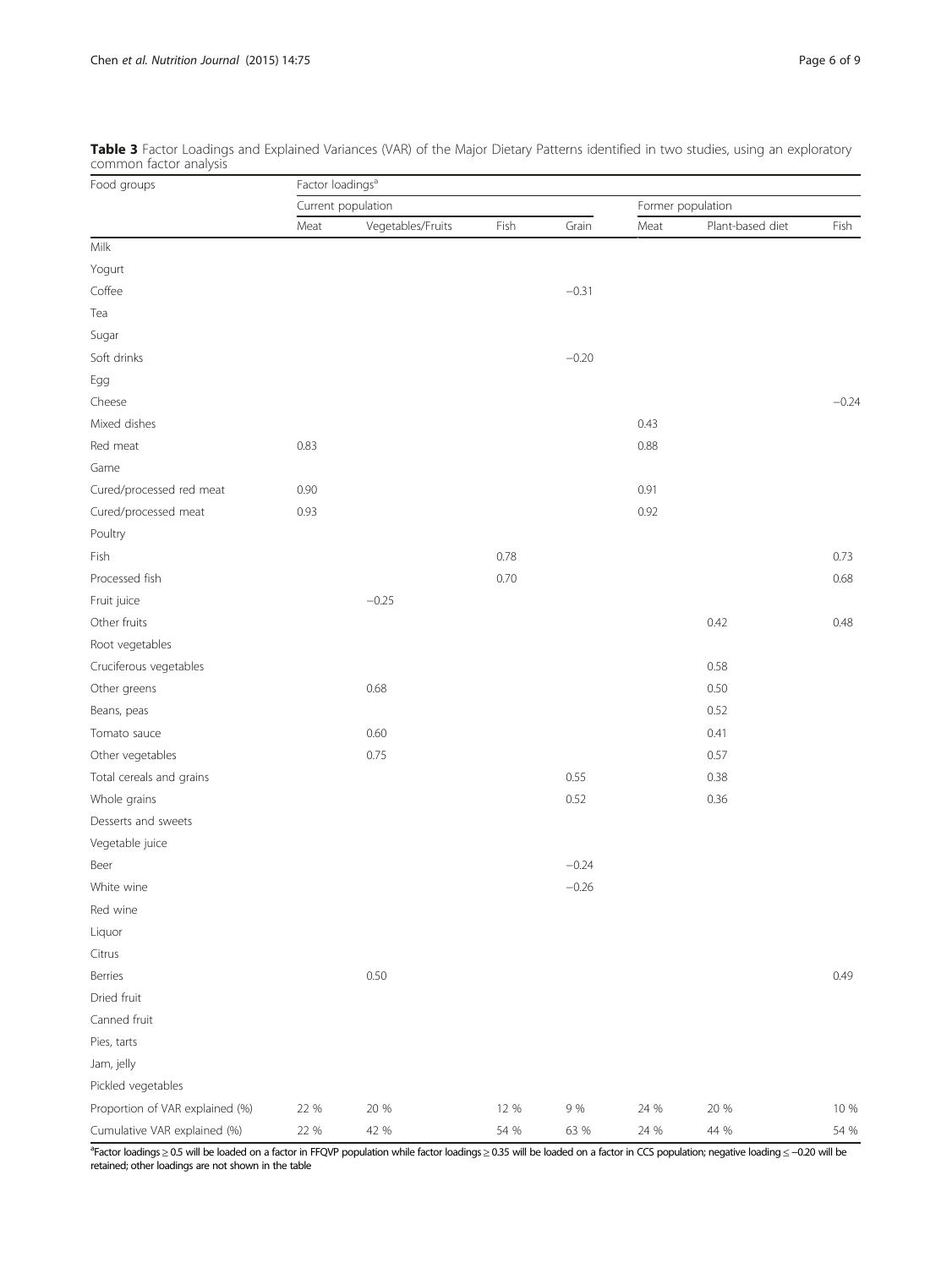**Table 3** Factor Loadings and Explained Variances (VAR) of the Major Dietary Patterns identified in two studies, using an exploratory common factor analysis

| Food groups | Factor loadings[a] | | | | | | |
|---|---|---|---|---|---|---|---|
| | Current population | | | | Former population | | |
| | Meat | Vegetables/Fruits | Fish | Grain | Meat | Plant-based diet | Fish |
| Milk | | | | | | | |
| Yogurt | | | | | | | |
| Coffee | | | | −0.31 | | | |
| Tea | | | | | | | |
| Sugar | | | | | | | |
| Soft drinks | | | | −0.20 | | | |
| Egg | | | | | | | |
| Cheese | | | | | | | −0.24 |
| Mixed dishes | | | | | 0.43 | | |
| Red meat | 0.83 | | | | 0.88 | | |
| Game | | | | | | | |
| Cured/processed red meat | 0.90 | | | | 0.91 | | |
| Cured/processed meat | 0.93 | | | | 0.92 | | |
| Poultry | | | | | | | |
| Fish | | | 0.78 | | | | 0.73 |
| Processed fish | | | 0.70 | | | | 0.68 |
| Fruit juice | | −0.25 | | | | | |
| Other fruits | | | | | | 0.42 | 0.48 |
| Root vegetables | | | | | | | |
| Cruciferous vegetables | | | | | | 0.58 | |
| Other greens | | 0.68 | | | | 0.50 | |
| Beans, peas | | | | | | 0.52 | |
| Tomato sauce | | 0.60 | | | | 0.41 | |
| Other vegetables | | 0.75 | | | | 0.57 | |
| Total cereals and grains | | | | 0.55 | | 0.38 | |
| Whole grains | | | | 0.52 | | 0.36 | |
| Desserts and sweets | | | | | | | |
| Vegetable juice | | | | | | | |
| Beer | | | | −0.24 | | | |
| White wine | | | | −0.26 | | | |
| Red wine | | | | | | | |
| Liquor | | | | | | | |
| Citrus | | | | | | | |
| Berries | | 0.50 | | | | | 0.49 |
| Dried fruit | | | | | | | |
| Canned fruit | | | | | | | |
| Pies, tarts | | | | | | | |
| Jam, jelly | | | | | | | |
| Pickled vegetables | | | | | | | |
| Proportion of VAR explained (%) | 22 % | 20 % | 12 % | 9 % | 24 % | 20 % | 10 % |
| Cumulative VAR explained (%) | 22 % | 42 % | 54 % | 63 % | 24 % | 44 % | 54 % |

[a]Factor loadings ≥ 0.5 will be loaded on a factor in FFQVP population while factor loadings ≥ 0.35 will be loaded on a factor in CCS population; negative loading ≤ −0.20 will be retained; other loadings are not shown in the table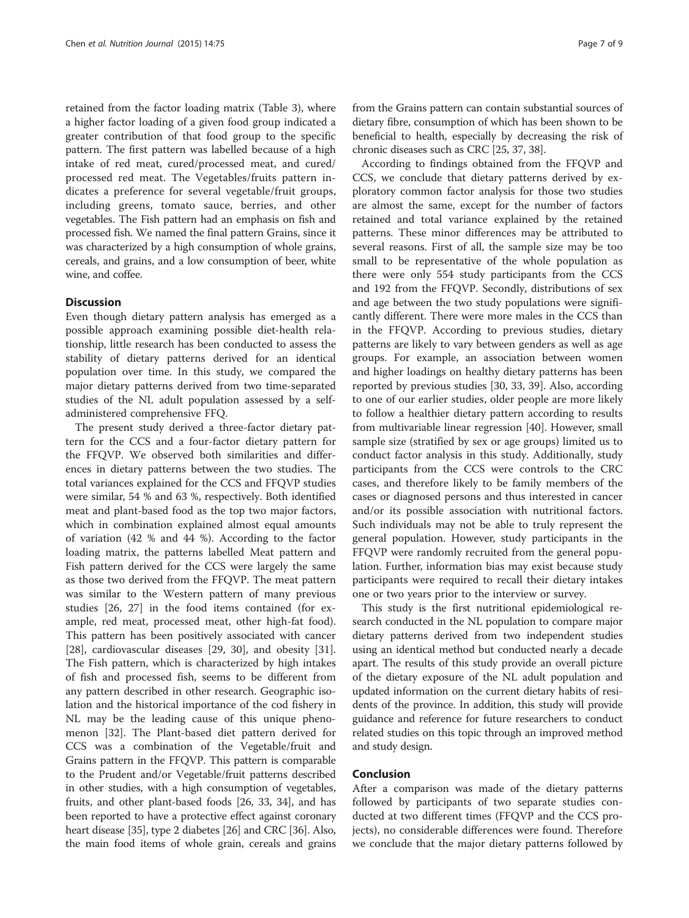retained from the factor loading matrix (Table 3), where a higher factor loading of a given food group indicated a greater contribution of that food group to the specific pattern. The first pattern was labelled because of a high intake of red meat, cured/processed meat, and cured/processed red meat. The Vegetables/fruits pattern indicates a preference for several vegetable/fruit groups, including greens, tomato sauce, berries, and other vegetables. The Fish pattern had an emphasis on fish and processed fish. We named the final pattern Grains, since it was characterized by a high consumption of whole grains, cereals, and grains, and a low consumption of beer, white wine, and coffee.

## Discussion

Even though dietary pattern analysis has emerged as a possible approach examining possible diet-health relationship, little research has been conducted to assess the stability of dietary patterns derived for an identical population over time. In this study, we compared the major dietary patterns derived from two time-separated studies of the NL adult population assessed by a self-administered comprehensive FFQ.

The present study derived a three-factor dietary pattern for the CCS and a four-factor dietary pattern for the FFQVP. We observed both similarities and differences in dietary patterns between the two studies. The total variances explained for the CCS and FFQVP studies were similar, 54 % and 63 %, respectively. Both identified meat and plant-based food as the top two major factors, which in combination explained almost equal amounts of variation (42 % and 44 %). According to the factor loading matrix, the patterns labelled Meat pattern and Fish pattern derived for the CCS were largely the same as those two derived from the FFQVP. The meat pattern was similar to the Western pattern of many previous studies [26, 27] in the food items contained (for example, red meat, processed meat, other high-fat food). This pattern has been positively associated with cancer [28], cardiovascular diseases [29, 30], and obesity [31]. The Fish pattern, which is characterized by high intakes of fish and processed fish, seems to be different from any pattern described in other research. Geographic isolation and the historical importance of the cod fishery in NL may be the leading cause of this unique phenomenon [32]. The Plant-based diet pattern derived for CCS was a combination of the Vegetable/fruit and Grains pattern in the FFQVP. This pattern is comparable to the Prudent and/or Vegetable/fruit patterns described in other studies, with a high consumption of vegetables, fruits, and other plant-based foods [26, 33, 34], and has been reported to have a protective effect against coronary heart disease [35], type 2 diabetes [26] and CRC [36]. Also, the main food items of whole grain, cereals and grains from the Grains pattern can contain substantial sources of dietary fibre, consumption of which has been shown to be beneficial to health, especially by decreasing the risk of chronic diseases such as CRC [25, 37, 38].

According to findings obtained from the FFQVP and CCS, we conclude that dietary patterns derived by exploratory common factor analysis for those two studies are almost the same, except for the number of factors retained and total variance explained by the retained patterns. These minor differences may be attributed to several reasons. First of all, the sample size may be too small to be representative of the whole population as there were only 554 study participants from the CCS and 192 from the FFQVP. Secondly, distributions of sex and age between the two study populations were significantly different. There were more males in the CCS than in the FFQVP. According to previous studies, dietary patterns are likely to vary between genders as well as age groups. For example, an association between women and higher loadings on healthy dietary patterns has been reported by previous studies [30, 33, 39]. Also, according to one of our earlier studies, older people are more likely to follow a healthier dietary pattern according to results from multivariable linear regression [40]. However, small sample size (stratified by sex or age groups) limited us to conduct factor analysis in this study. Additionally, study participants from the CCS were controls to the CRC cases, and therefore likely to be family members of the cases or diagnosed persons and thus interested in cancer and/or its possible association with nutritional factors. Such individuals may not be able to truly represent the general population. However, study participants in the FFQVP were randomly recruited from the general population. Further, information bias may exist because study participants were required to recall their dietary intakes one or two years prior to the interview or survey.

This study is the first nutritional epidemiological research conducted in the NL population to compare major dietary patterns derived from two independent studies using an identical method but conducted nearly a decade apart. The results of this study provide an overall picture of the dietary exposure of the NL adult population and updated information on the current dietary habits of residents of the province. In addition, this study will provide guidance and reference for future researchers to conduct related studies on this topic through an improved method and study design.

## Conclusion

After a comparison was made of the dietary patterns followed by participants of two separate studies conducted at two different times (FFQVP and the CCS projects), no considerable differences were found. Therefore we conclude that the major dietary patterns followed by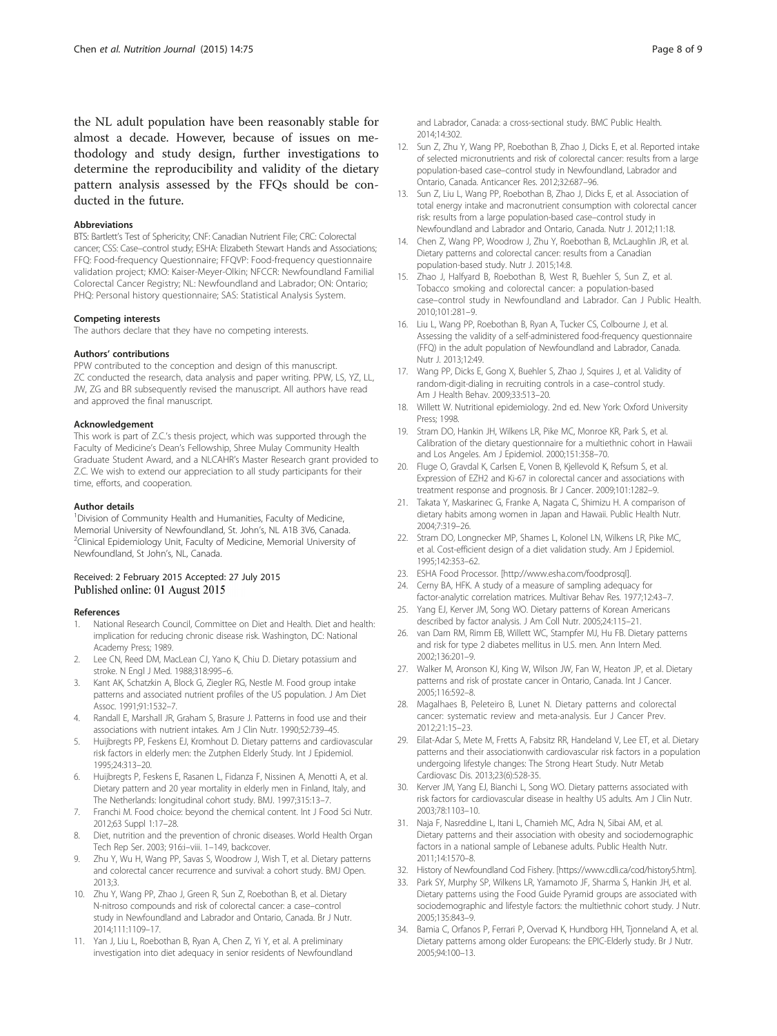the NL adult population have been reasonably stable for almost a decade. However, because of issues on methodology and study design, further investigations to determine the reproducibility and validity of the dietary pattern analysis assessed by the FFQs should be conducted in the future.

#### Abbreviations

BTS: Bartlett's Test of Sphericity; CNF: Canadian Nutrient File; CRC: Colorectal cancer; CSS: Case–control study; ESHA: Elizabeth Stewart Hands and Associations; FFQ: Food-frequency Questionnaire; FFQVP: Food-frequency questionnaire validation project; KMO: Kaiser-Meyer-Olkin; NFCCR: Newfoundland Familial Colorectal Cancer Registry; NL: Newfoundland and Labrador; ON: Ontario; PHQ: Personal history questionnaire; SAS: Statistical Analysis System.

#### Competing interests

The authors declare that they have no competing interests.

#### Authors' contributions

PPW contributed to the conception and design of this manuscript. ZC conducted the research, data analysis and paper writing. PPW, LS, YZ, LL, JW, ZG and BR subsequently revised the manuscript. All authors have read and approved the final manuscript.

#### Acknowledgement

This work is part of Z.C.'s thesis project, which was supported through the Faculty of Medicine's Dean's Fellowship, Shree Mulay Community Health Graduate Student Award, and a NLCAHR's Master Research grant provided to Z.C. We wish to extend our appreciation to all study participants for their time, efforts, and cooperation.

#### Author details

[1]Division of Community Health and Humanities, Faculty of Medicine, Memorial University of Newfoundland, St. John's, NL A1B 3V6, Canada. [2]Clinical Epidemiology Unit, Faculty of Medicine, Memorial University of Newfoundland, St John's, NL, Canada.

Received: 2 February 2015 Accepted: 27 July 2015
Published online: 01 August 2015

#### References

1. National Research Council, Committee on Diet and Health. Diet and health: implication for reducing chronic disease risk. Washington, DC: National Academy Press; 1989.
2. Lee CN, Reed DM, MacLean CJ, Yano K, Chiu D. Dietary potassium and stroke. N Engl J Med. 1988;318:995–6.
3. Kant AK, Schatzkin A, Block G, Ziegler RG, Nestle M. Food group intake patterns and associated nutrient profiles of the US population. J Am Diet Assoc. 1991;91:1532–7.
4. Randall E, Marshall JR, Graham S, Brasure J. Patterns in food use and their associations with nutrient intakes. Am J Clin Nutr. 1990;52:739–45.
5. Huijbregts PP, Feskens EJ, Kromhout D. Dietary patterns and cardiovascular risk factors in elderly men: the Zutphen Elderly Study. Int J Epidemiol. 1995;24:313–20.
6. Huijbregts P, Feskens E, Rasanen L, Fidanza F, Nissinen A, Menotti A, et al. Dietary pattern and 20 year mortality in elderly men in Finland, Italy, and The Netherlands: longitudinal cohort study. BMJ. 1997;315:13–7.
7. Franchi M. Food choice: beyond the chemical content. Int J Food Sci Nutr. 2012;63 Suppl 1:17–28.
8. Diet, nutrition and the prevention of chronic diseases. World Health Organ Tech Rep Ser. 2003; 916:i–viii. 1–149, backcover.
9. Zhu Y, Wu H, Wang PP, Savas S, Woodrow J, Wish T, et al. Dietary patterns and colorectal cancer recurrence and survival: a cohort study. BMJ Open. 2013;3.
10. Zhu Y, Wang PP, Zhao J, Green R, Sun Z, Roebothan B, et al. Dietary N-nitroso compounds and risk of colorectal cancer: a case–control study in Newfoundland and Labrador and Ontario, Canada. Br J Nutr. 2014;111:1109–17.
11. Yan J, Liu L, Roebothan B, Ryan A, Chen Z, Yi Y, et al. A preliminary investigation into diet adequacy in senior residents of Newfoundland and Labrador, Canada: a cross-sectional study. BMC Public Health. 2014;14:302.
12. Sun Z, Zhu Y, Wang PP, Roebothan B, Zhao J, Dicks E, et al. Reported intake of selected micronutrients and risk of colorectal cancer: results from a large population-based case–control study in Newfoundland, Labrador and Ontario, Canada. Anticancer Res. 2012;32:687–96.
13. Sun Z, Liu L, Wang PP, Roebothan B, Zhao J, Dicks E, et al. Association of total energy intake and macronutrient consumption with colorectal cancer risk: results from a large population-based case–control study in Newfoundland and Labrador and Ontario, Canada. Nutr J. 2012;11:18.
14. Chen Z, Wang PP, Woodrow J, Zhu Y, Roebothan B, McLaughlin JR, et al. Dietary patterns and colorectal cancer: results from a Canadian population-based study. Nutr J. 2015;14:8.
15. Zhao J, Halfyard B, Roebothan B, West R, Buehler S, Sun Z, et al. Tobacco smoking and colorectal cancer: a population-based case–control study in Newfoundland and Labrador. Can J Public Health. 2010;101:281–9.
16. Liu L, Wang PP, Roebothan B, Ryan A, Tucker CS, Colbourne J, et al. Assessing the validity of a self-administered food-frequency questionnaire (FFQ) in the adult population of Newfoundland and Labrador, Canada. Nutr J. 2013;12:49.
17. Wang PP, Dicks E, Gong X, Buehler S, Zhao J, Squires J, et al. Validity of random-digit-dialing in recruiting controls in a case–control study. Am J Health Behav. 2009;33:513–20.
18. Willett W. Nutritional epidemiology. 2nd ed. New York: Oxford University Press; 1998.
19. Stram DO, Hankin JH, Wilkens LR, Pike MC, Monroe KR, Park S, et al. Calibration of the dietary questionnaire for a multiethnic cohort in Hawaii and Los Angeles. Am J Epidemiol. 2000;151:358–70.
20. Fluge O, Gravdal K, Carlsen E, Vonen B, Kjellevold K, Refsum S, et al. Expression of EZH2 and Ki-67 in colorectal cancer and associations with treatment response and prognosis. Br J Cancer. 2009;101:1282–9.
21. Takata Y, Maskarinec G, Franke A, Nagata C, Shimizu H. A comparison of dietary habits among women in Japan and Hawaii. Public Health Nutr. 2004;7:319–26.
22. Stram DO, Longnecker MP, Shames L, Kolonel LN, Wilkens LR, Pike MC, et al. Cost-efficient design of a diet validation study. Am J Epidemiol. 1995;142:353–62.
23. ESHA Food Processor. [http://www.esha.com/foodprosql].
24. Cerny BA, HFK. A study of a measure of sampling adequacy for factor-analytic correlation matrices. Multivar Behav Res. 1977;12:43–7.
25. Yang EJ, Kerver JM, Song WO. Dietary patterns of Korean Americans described by factor analysis. J Am Coll Nutr. 2005;24:115–21.
26. van Dam RM, Rimm EB, Willett WC, Stampfer MJ, Hu FB. Dietary patterns and risk for type 2 diabetes mellitus in U.S. men. Ann Intern Med. 2002;136:201–9.
27. Walker M, Aronson KJ, King W, Wilson JW, Fan W, Heaton JP, et al. Dietary patterns and risk of prostate cancer in Ontario, Canada. Int J Cancer. 2005;116:592–8.
28. Magalhaes B, Peleteiro B, Lunet N. Dietary patterns and colorectal cancer: systematic review and meta-analysis. Eur J Cancer Prev. 2012;21:15–23.
29. Eilat-Adar S, Mete M, Fretts A, Fabsitz RR, Handeland V, Lee ET, et al. Dietary patterns and their associationwith cardiovascular risk factors in a population undergoing lifestyle changes: The Strong Heart Study. Nutr Metab Cardiovasc Dis. 2013;23(6):528-35.
30. Kerver JM, Yang EJ, Bianchi L, Song WO. Dietary patterns associated with risk factors for cardiovascular disease in healthy US adults. Am J Clin Nutr. 2003;78:1103–10.
31. Naja F, Nasreddine L, Itani L, Chamieh MC, Adra N, Sibai AM, et al. Dietary patterns and their association with obesity and sociodemographic factors in a national sample of Lebanese adults. Public Health Nutr. 2011;14:1570–8.
32. History of Newfoundland Cod Fishery. [https://www.cdli.ca/cod/history5.htm].
33. Park SY, Murphy SP, Wilkens LR, Yamamoto JF, Sharma S, Hankin JH, et al. Dietary patterns using the Food Guide Pyramid groups are associated with sociodemographic and lifestyle factors: the multiethnic cohort study. J Nutr. 2005;135:843–9.
34. Bamia C, Orfanos P, Ferrari P, Overvad K, Hundborg HH, Tjonneland A, et al. Dietary patterns among older Europeans: the EPIC-Elderly study. Br J Nutr. 2005;94:100–13.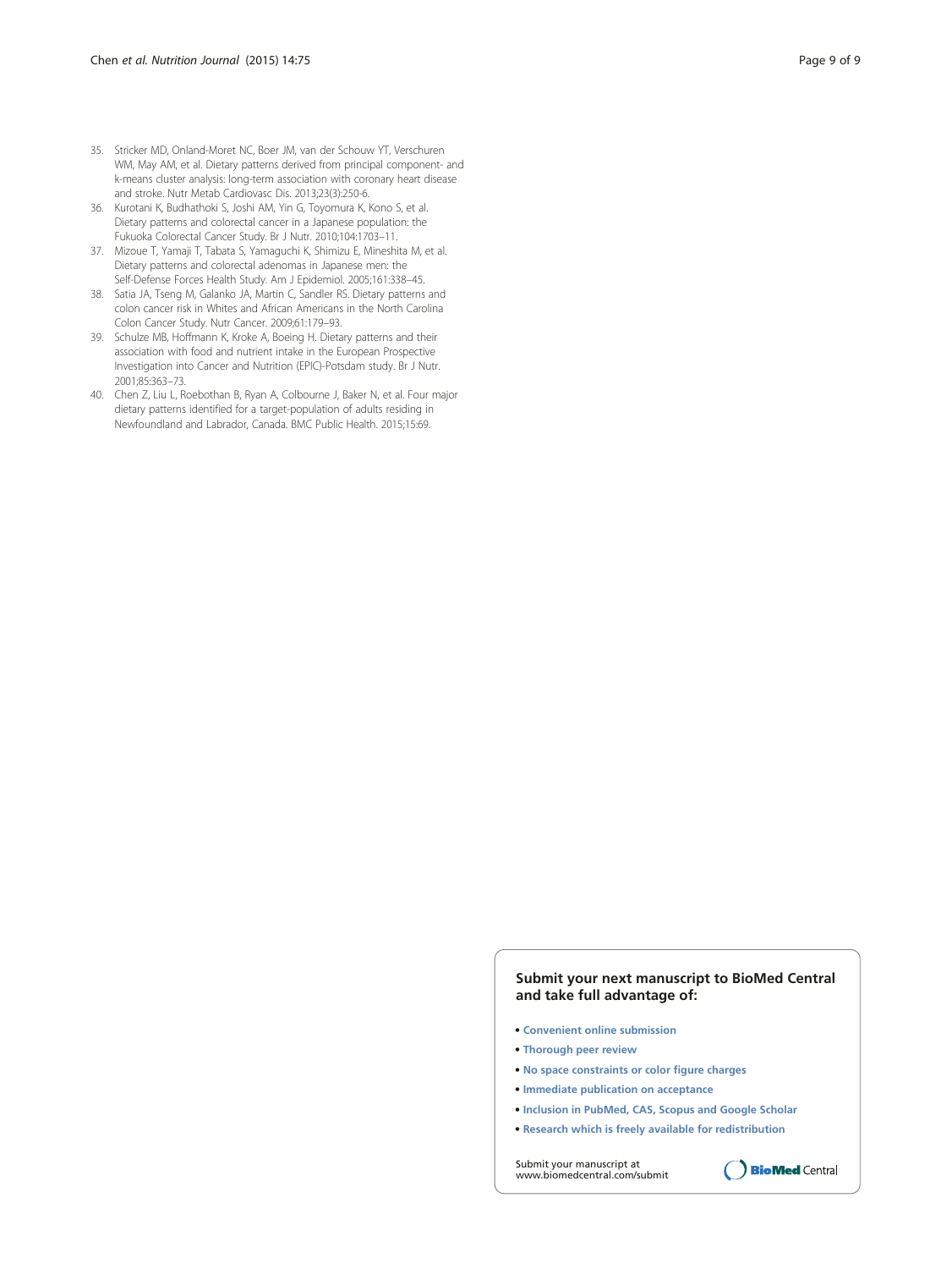35. Stricker MD, Onland-Moret NC, Boer JM, van der Schouw YT, Verschuren WM, May AM, et al. Dietary patterns derived from principal component- and k-means cluster analysis: long-term association with coronary heart disease and stroke. Nutr Metab Cardiovasc Dis. 2013;23(3):250-6.
36. Kurotani K, Budhathoki S, Joshi AM, Yin G, Toyomura K, Kono S, et al. Dietary patterns and colorectal cancer in a Japanese population: the Fukuoka Colorectal Cancer Study. Br J Nutr. 2010;104:1703–11.
37. Mizoue T, Yamaji T, Tabata S, Yamaguchi K, Shimizu E, Mineshita M, et al. Dietary patterns and colorectal adenomas in Japanese men: the Self-Defense Forces Health Study. Am J Epidemiol. 2005;161:338–45.
38. Satia JA, Tseng M, Galanko JA, Martin C, Sandler RS. Dietary patterns and colon cancer risk in Whites and African Americans in the North Carolina Colon Cancer Study. Nutr Cancer. 2009;61:179–93.
39. Schulze MB, Hoffmann K, Kroke A, Boeing H. Dietary patterns and their association with food and nutrient intake in the European Prospective Investigation into Cancer and Nutrition (EPIC)-Potsdam study. Br J Nutr. 2001;85:363–73.
40. Chen Z, Liu L, Roebothan B, Ryan A, Colbourne J, Baker N, et al. Four major dietary patterns identified for a target-population of adults residing in Newfoundland and Labrador, Canada. BMC Public Health. 2015;15:69.

**Submit your next manuscript to BioMed Central and take full advantage of:**

- **Convenient online submission**
- **Thorough peer review**
- **No space constraints or color figure charges**
- **Immediate publication on acceptance**
- **Inclusion in PubMed, CAS, Scopus and Google Scholar**
- **Research which is freely available for redistribution**

Submit your manuscript at
www.biomedcentral.com/submit

BioMed Central